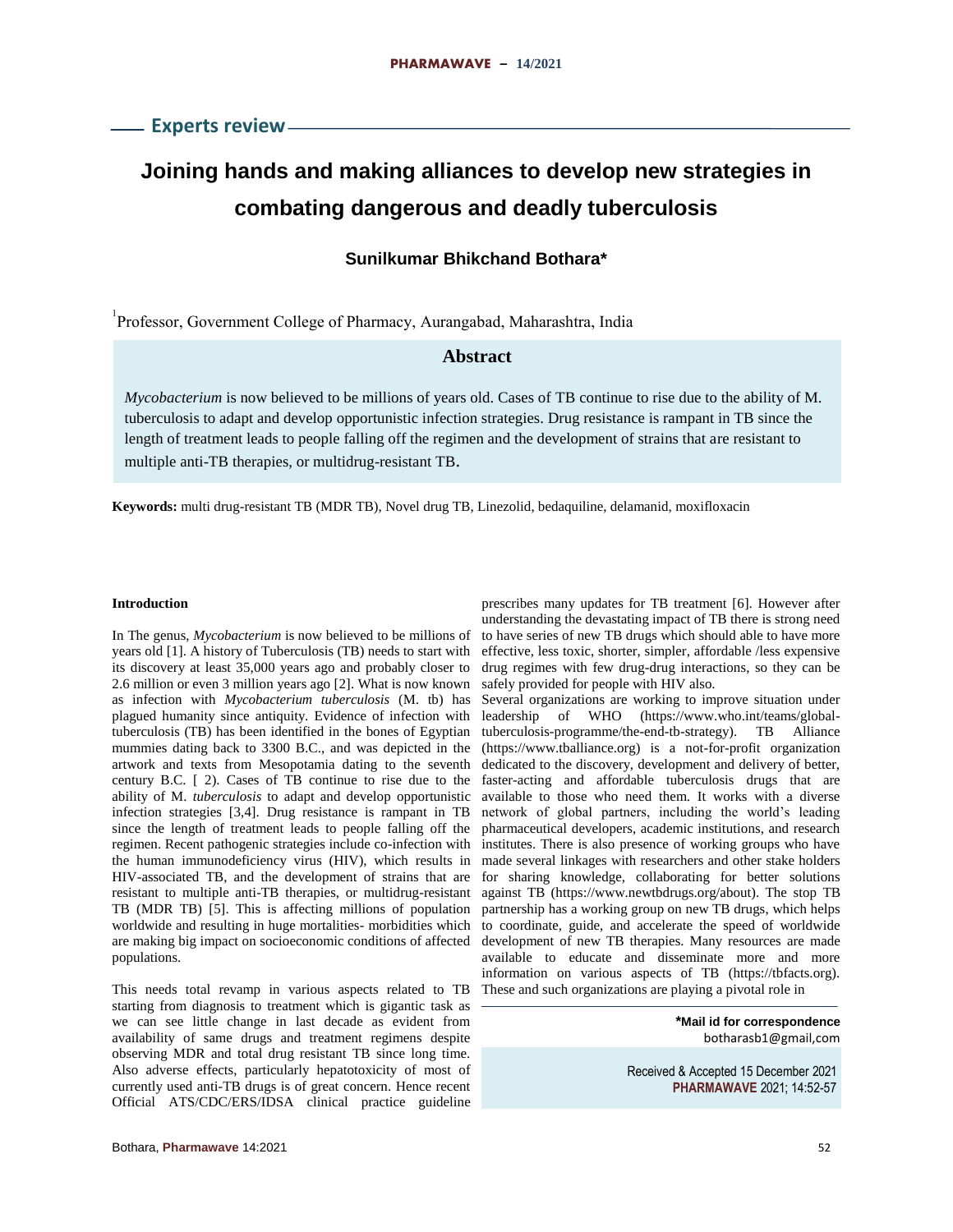## Experts review

# Joining hands and making alliances to develop new strategies in combating dangerous and deadly tuberculosis

**Sunilkumar Bhikchand Bothara***

[1]Professor, Government College of Pharmacy, Aurangabad, Maharashtra, India

### Abstract

*Mycobacterium* is now believed to be millions of years old. Cases of TB continue to rise due to the ability of M. tuberculosis to adapt and develop opportunistic infection strategies. Drug resistance is rampant in TB since the length of treatment leads to people falling off the regimen and the development of strains that are resistant to multiple anti-TB therapies, or multidrug-resistant TB.

**Keywords:** multi drug-resistant TB (MDR TB), Novel drug TB, Linezolid, bedaquiline, delamanid, moxifloxacin

**Introduction**

In The genus, *Mycobacterium* is now believed to be millions of years old [1]. A history of Tuberculosis (TB) needs to start with its discovery at least 35,000 years ago and probably closer to 2.6 million or even 3 million years ago [2]. What is now known as infection with *Mycobacterium tuberculosis* (M. tb) has plagued humanity since antiquity. Evidence of infection with tuberculosis (TB) has been identified in the bones of Egyptian mummies dating back to 3300 B.C., and was depicted in the artwork and texts from Mesopotamia dating to the seventh century B.C. [ 2). Cases of TB continue to rise due to the ability of M. *tuberculosis* to adapt and develop opportunistic infection strategies [3,4]. Drug resistance is rampant in TB since the length of treatment leads to people falling off the regimen. Recent pathogenic strategies include co-infection with the human immunodeficiency virus (HIV), which results in HIV-associated TB, and the development of strains that are resistant to multiple anti-TB therapies, or multidrug-resistant TB (MDR TB) [5]. This is affecting millions of population worldwide and resulting in huge mortalities- morbidities which are making big impact on socioeconomic conditions of affected populations.

This needs total revamp in various aspects related to TB starting from diagnosis to treatment which is gigantic task as we can see little change in last decade as evident from availability of same drugs and treatment regimens despite observing MDR and total drug resistant TB since long time. Also adverse effects, particularly hepatotoxicity of most of currently used anti-TB drugs is of great concern. Hence recent Official ATS/CDC/ERS/IDSA clinical practice guideline prescribes many updates for TB treatment [6]. However after understanding the devastating impact of TB there is strong need to have series of new TB drugs which should able to have more effective, less toxic, shorter, simpler, affordable /less expensive drug regimes with few drug-drug interactions, so they can be safely provided for people with HIV also.

Several organizations are working to improve situation under leadership of WHO (https://www.who.int/teams/global-tuberculosis-programme/the-end-tb-strategy). TB Alliance (https://www.tballiance.org) is a not-for-profit organization dedicated to the discovery, development and delivery of better, faster-acting and affordable tuberculosis drugs that are available to those who need them. It works with a diverse network of global partners, including the world's leading pharmaceutical developers, academic institutions, and research institutes. There is also presence of working groups who have made several linkages with researchers and other stake holders for sharing knowledge, collaborating for better solutions against TB (https://www.newtbdrugs.org/about). The stop TB partnership has a working group on new TB drugs, which helps to coordinate, guide, and accelerate the speed of worldwide development of new TB therapies. Many resources are made available to educate and disseminate more and more information on various aspects of TB (https://tbfacts.org). These and such organizations are playing a pivotal role in

**\*Mail id for correspondence**
botharasb1@gmail,com

Received & Accepted 15 December 2021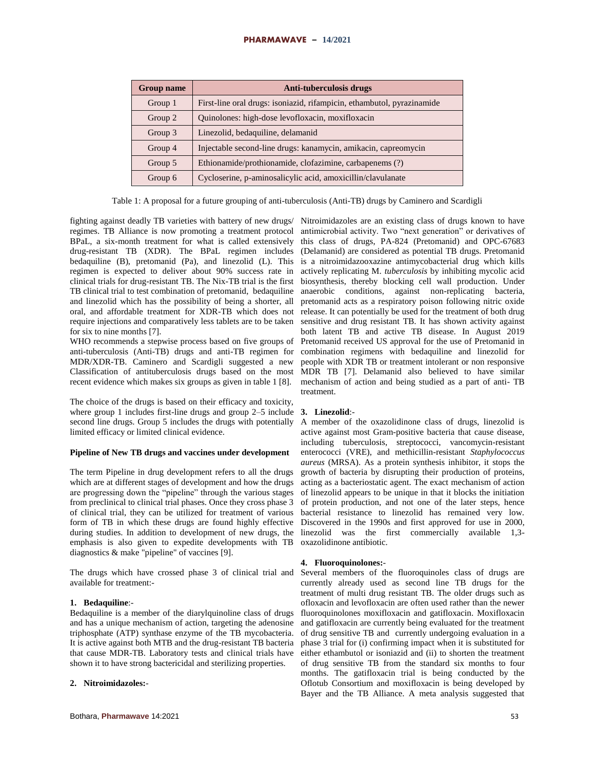| Group name | Anti-tuberculosis drugs |
|---|---|
| Group 1 | First-line oral drugs: isoniazid, rifampicin, ethambutol, pyrazinamide |
| Group 2 | Quinolones: high-dose levofloxacin, moxifloxacin |
| Group 3 | Linezolid, bedaquiline, delamanid |
| Group 4 | Injectable second-line drugs: kanamycin, amikacin, capreomycin |
| Group 5 | Ethionamide/prothionamide, clofazimine, carbapenems (?) |
| Group 6 | Cycloserine, p-aminosalicylic acid, amoxicillin/clavulanate |

Table 1: A proposal for a future grouping of anti-tuberculosis (Anti-TB) drugs by Caminero and Scardigli

fighting against deadly TB varieties with battery of new drugs/ regimes. TB Alliance is now promoting a treatment protocol BPaL, a six-month treatment for what is called extensively drug-resistant TB (XDR). The BPaL regimen includes bedaquiline (B), pretomanid (Pa), and linezolid (L). This regimen is expected to deliver about 90% success rate in clinical trials for drug-resistant TB. The Nix-TB trial is the first TB clinical trial to test combination of pretomanid, bedaquiline and linezolid which has the possibility of being a shorter, all oral, and affordable treatment for XDR-TB which does not require injections and comparatively less tablets are to be taken for six to nine months [7].

WHO recommends a stepwise process based on five groups of anti-tuberculosis (Anti-TB) drugs and anti-TB regimen for MDR/XDR-TB. Caminero and Scardigli suggested a new Classification of antituberculosis drugs based on the most recent evidence which makes six groups as given in table 1 [8].

The choice of the drugs is based on their efficacy and toxicity, where group 1 includes first-line drugs and group 2–5 include second line drugs. Group 5 includes the drugs with potentially limited efficacy or limited clinical evidence.

**Pipeline of New TB drugs and vaccines under development**

The term Pipeline in drug development refers to all the drugs which are at different stages of development and how the drugs are progressing down the "pipeline" through the various stages from preclinical to clinical trial phases. Once they cross phase 3 of clinical trial, they can be utilized for treatment of various form of TB in which these drugs are found highly effective during studies. In addition to development of new drugs, the emphasis is also given to expedite developments with TB diagnostics & make "pipeline" of vaccines [9].

The drugs which have crossed phase 3 of clinical trial and available for treatment:-

**1. Bedaquiline**:-

Bedaquiline is a member of the diarylquinoline class of drugs and has a unique mechanism of action, targeting the adenosine triphosphate (ATP) synthase enzyme of the TB mycobacteria. It is active against both MTB and the drug-resistant TB bacteria that cause MDR-TB. Laboratory tests and clinical trials have shown it to have strong bactericidal and sterilizing properties.

**2. Nitroimidazoles:-**

Nitroimidazoles are an existing class of drugs known to have antimicrobial activity. Two "next generation" or derivatives of this class of drugs, PA-824 (Pretomanid) and OPC-67683 (Delamanid) are considered as potential TB drugs. Pretomanid is a nitroimidazooxazine antimycobacterial drug which kills actively replicating M. *tuberculosis* by inhibiting mycolic acid biosynthesis, thereby blocking cell wall production. Under anaerobic conditions, against non-replicating bacteria, pretomanid acts as a respiratory poison following nitric oxide release. It can potentially be used for the treatment of both drug sensitive and drug resistant TB. It has shown activity against both latent TB and active TB disease. In August 2019 Pretomanid received US approval for the use of Pretomanid in combination regimens with bedaquiline and linezolid for people with XDR TB or treatment intolerant or non responsive MDR TB [7]. Delamanid also believed to have similar mechanism of action and being studied as a part of anti- TB treatment.

**3. Linezolid**:-

A member of the oxazolidinone class of drugs, linezolid is active against most Gram-positive bacteria that cause disease, including tuberculosis, streptococci, vancomycin-resistant enterococci (VRE), and methicillin-resistant *Staphylococcus aureus* (MRSA). As a protein synthesis inhibitor, it stops the growth of bacteria by disrupting their production of proteins, acting as a bacteriostatic agent. The exact mechanism of action of linezolid appears to be unique in that it blocks the initiation of protein production, and not one of the later steps, hence bacterial resistance to linezolid has remained very low. Discovered in the 1990s and first approved for use in 2000, linezolid was the first commercially available 1,3-oxazolidinone antibiotic.

**4. Fluoroquinolones:-**

Several members of the fluoroquinoles class of drugs are currently already used as second line TB drugs for the treatment of multi drug resistant TB. The older drugs such as ofloxacin and levofloxacin are often used rather than the newer fluoroquinolones moxifloxacin and gatifloxacin. Moxifloxacin and gatifloxacin are currently being evaluated for the treatment of drug sensitive TB and currently undergoing evaluation in a phase 3 trial for (i) confirming impact when it is substituted for either ethambutol or isoniazid and (ii) to shorten the treatment of drug sensitive TB from the standard six months to four months. The gatifloxacin trial is being conducted by the Oflotub Consortium and moxifloxacin is being developed by Bayer and the TB Alliance. A meta analysis suggested that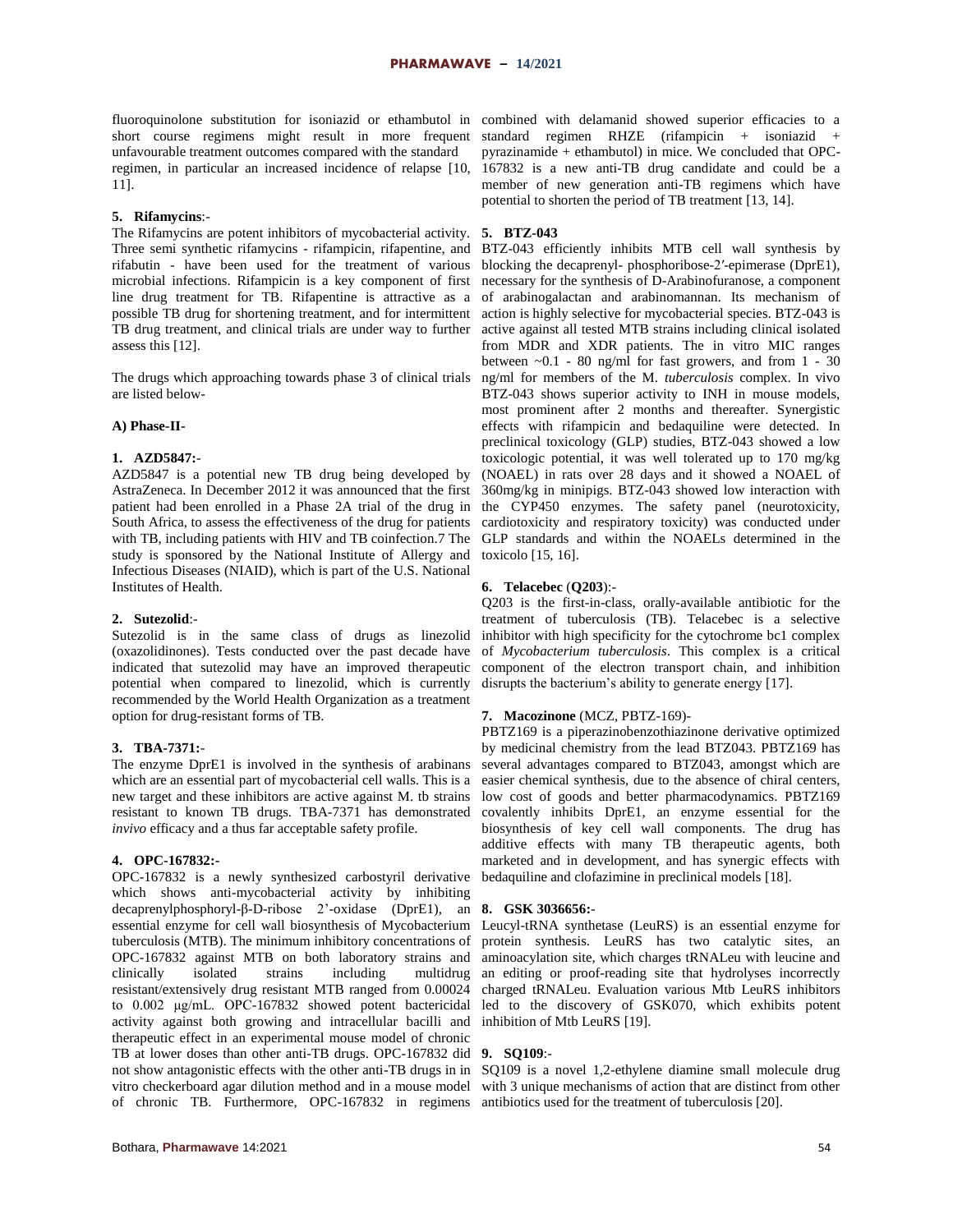fluoroquinolone substitution for isoniazid or ethambutol in short course regimens might result in more frequent unfavourable treatment outcomes compared with the standard regimen, in particular an increased incidence of relapse [10, 11].

**5. Rifamycins**:-

The Rifamycins are potent inhibitors of mycobacterial activity. Three semi synthetic rifamycins - rifampicin, rifapentine, and rifabutin - have been used for the treatment of various microbial infections. Rifampicin is a key component of first line drug treatment for TB. Rifapentine is attractive as a possible TB drug for shortening treatment, and for intermittent TB drug treatment, and clinical trials are under way to further assess this [12].

The drugs which approaching towards phase 3 of clinical trials are listed below-

**A) Phase-II-**

**1. AZD5847:-**

AZD5847 is a potential new TB drug being developed by AstraZeneca. In December 2012 it was announced that the first patient had been enrolled in a Phase 2A trial of the drug in South Africa, to assess the effectiveness of the drug for patients with TB, including patients with HIV and TB coinfection.7 The study is sponsored by the National Institute of Allergy and Infectious Diseases (NIAID), which is part of the U.S. National Institutes of Health.

**2. Sutezolid**:-

Sutezolid is in the same class of drugs as linezolid (oxazolidinones). Tests conducted over the past decade have indicated that sutezolid may have an improved therapeutic potential when compared to linezolid, which is currently recommended by the World Health Organization as a treatment option for drug-resistant forms of TB.

**3. TBA-7371:-**

The enzyme DprE1 is involved in the synthesis of arabinans which are an essential part of mycobacterial cell walls. This is a new target and these inhibitors are active against M. tb strains resistant to known TB drugs. TBA-7371 has demonstrated *invivo* efficacy and a thus far acceptable safety profile.

**4. OPC-167832:-**

OPC-167832 is a newly synthesized carbostyril derivative which shows anti-mycobacterial activity by inhibiting decaprenylphosphoryl-β-D-ribose 2'-oxidase (DprE1), an essential enzyme for cell wall biosynthesis of Mycobacterium tuberculosis (MTB). The minimum inhibitory concentrations of OPC-167832 against MTB on both laboratory strains and clinically isolated strains including multidrug resistant/extensively drug resistant MTB ranged from 0.00024 to 0.002 μg/mL. OPC-167832 showed potent bactericidal activity against both growing and intracellular bacilli and therapeutic effect in an experimental mouse model of chronic TB at lower doses than other anti-TB drugs. OPC-167832 did not show antagonistic effects with the other anti-TB drugs in in vitro checkerboard agar dilution method and in a mouse model of chronic TB. Furthermore, OPC-167832 in regimens combined with delamanid showed superior efficacies to a standard regimen RHZE (rifampicin + isoniazid + pyrazinamide + ethambutol) in mice. We concluded that OPC-167832 is a new anti-TB drug candidate and could be a member of new generation anti-TB regimens which have potential to shorten the period of TB treatment [13, 14].

**5. BTZ-043**

BTZ-043 efficiently inhibits MTB cell wall synthesis by blocking the decaprenyl- phosphoribose-2′-epimerase (DprE1), necessary for the synthesis of D-Arabinofuranose, a component of arabinogalactan and arabinomannan. Its mechanism of action is highly selective for mycobacterial species. BTZ-043 is active against all tested MTB strains including clinical isolated from MDR and XDR patients. The in vitro MIC ranges between ~0.1 - 80 ng/ml for fast growers, and from 1 - 30 ng/ml for members of the M. *tuberculosis* complex. In vivo BTZ-043 shows superior activity to INH in mouse models, most prominent after 2 months and thereafter. Synergistic effects with rifampicin and bedaquiline were detected. In preclinical toxicology (GLP) studies, BTZ-043 showed a low toxicologic potential, it was well tolerated up to 170 mg/kg (NOAEL) in rats over 28 days and it showed a NOAEL of 360mg/kg in minipigs. BTZ-043 showed low interaction with the CYP450 enzymes. The safety panel (neurotoxicity, cardiotoxicity and respiratory toxicity) was conducted under GLP standards and within the NOAELs determined in the toxicolo [15, 16].

**6. Telacebec** (**Q203**):-

Q203 is the first-in-class, orally-available antibiotic for the treatment of tuberculosis (TB). Telacebec is a selective inhibitor with high specificity for the cytochrome bc1 complex of *Mycobacterium tuberculosis*. This complex is a critical component of the electron transport chain, and inhibition disrupts the bacterium's ability to generate energy [17].

**7. Macozinone** (MCZ, PBTZ-169)-

PBTZ169 is a piperazinobenzothiazinone derivative optimized by medicinal chemistry from the lead BTZ043. PBTZ169 has several advantages compared to BTZ043, amongst which are easier chemical synthesis, due to the absence of chiral centers, low cost of goods and better pharmacodynamics. PBTZ169 covalently inhibits DprE1, an enzyme essential for the biosynthesis of key cell wall components. The drug has additive effects with many TB therapeutic agents, both marketed and in development, and has synergic effects with bedaquiline and clofazimine in preclinical models [18].

**8. GSK 3036656:-**

Leucyl-tRNA synthetase (LeuRS) is an essential enzyme for protein synthesis. LeuRS has two catalytic sites, an aminoacylation site, which charges tRNALeu with leucine and an editing or proof-reading site that hydrolyses incorrectly charged tRNALeu. Evaluation various Mtb LeuRS inhibitors led to the discovery of GSK070, which exhibits potent inhibition of Mtb LeuRS [19].

**9. SQ109**:-

SQ109 is a novel 1,2-ethylene diamine small molecule drug with 3 unique mechanisms of action that are distinct from other antibiotics used for the treatment of tuberculosis [20].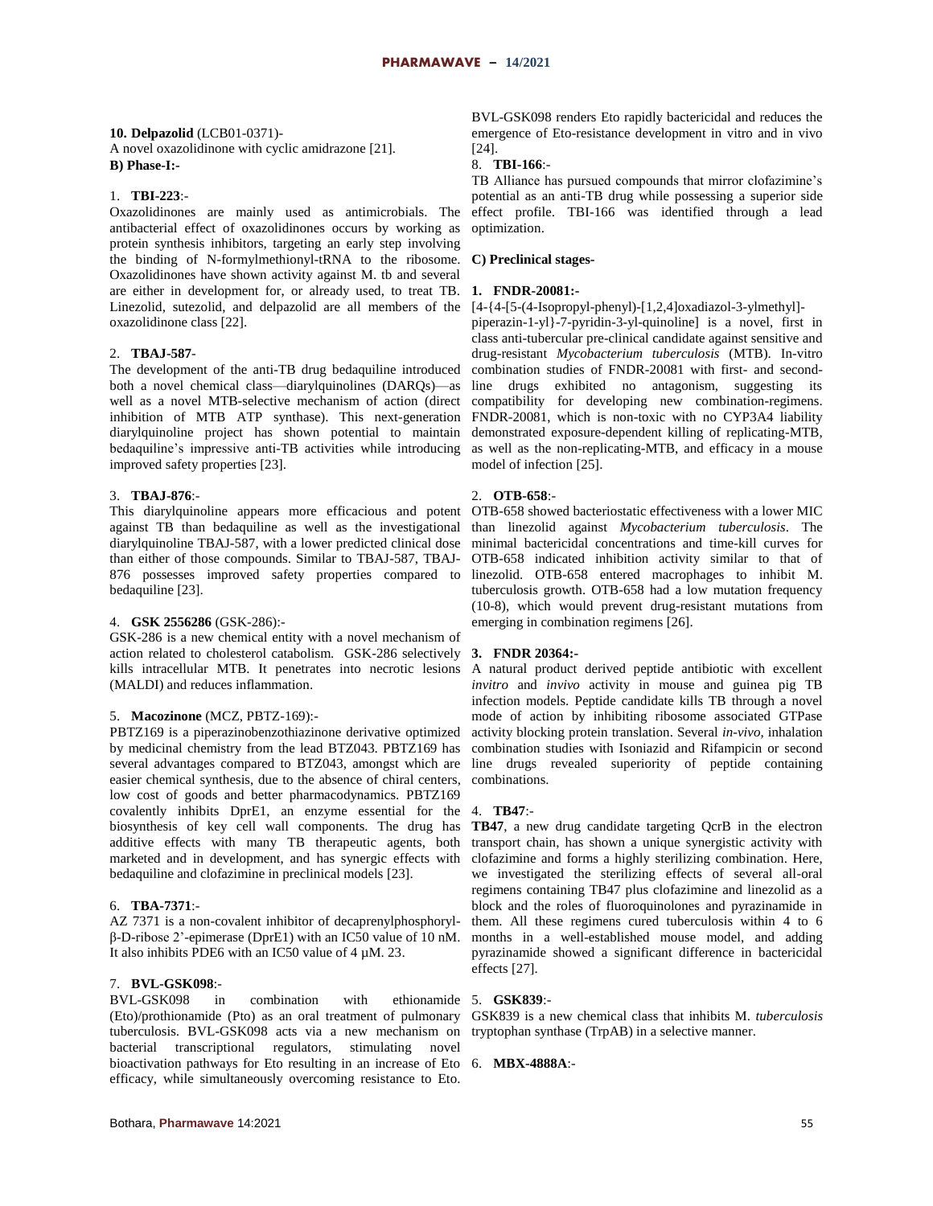**10. Delpazolid** (LCB01-0371)-

A novel oxazolidinone with cyclic amidrazone [21].

**B) Phase-I:-**

1. **TBI-223**:-

Oxazolidinones are mainly used as antimicrobials. The antibacterial effect of oxazolidinones occurs by working as protein synthesis inhibitors, targeting an early step involving the binding of N-formylmethionyl-tRNA to the ribosome. Oxazolidinones have shown activity against M. tb and several are either in development for, or already used, to treat TB. Linezolid, sutezolid, and delpazolid are all members of the oxazolidinone class [22].

2. **TBAJ-587**-

The development of the anti-TB drug bedaquiline introduced both a novel chemical class—diarylquinolines (DARQs)—as well as a novel MTB-selective mechanism of action (direct inhibition of MTB ATP synthase). This next-generation diarylquinoline project has shown potential to maintain bedaquiline's impressive anti-TB activities while introducing improved safety properties [23].

3. **TBAJ-876**:-

This diarylquinoline appears more efficacious and potent against TB than bedaquiline as well as the investigational diarylquinoline TBAJ-587, with a lower predicted clinical dose than either of those compounds. Similar to TBAJ-587, TBAJ-876 possesses improved safety properties compared to bedaquiline [23].

4. **GSK 2556286** (GSK-286):-

GSK-286 is a new chemical entity with a novel mechanism of action related to cholesterol catabolism. GSK-286 selectively kills intracellular MTB. It penetrates into necrotic lesions (MALDI) and reduces inflammation.

5. **Macozinone** (MCZ, PBTZ-169):-

PBTZ169 is a piperazinobenzothiazinone derivative optimized by medicinal chemistry from the lead BTZ043. PBTZ169 has several advantages compared to BTZ043, amongst which are easier chemical synthesis, due to the absence of chiral centers, low cost of goods and better pharmacodynamics. PBTZ169 covalently inhibits DprE1, an enzyme essential for the biosynthesis of key cell wall components. The drug has additive effects with many TB therapeutic agents, both marketed and in development, and has synergic effects with bedaquiline and clofazimine in preclinical models [23].

6. **TBA-7371**:-

AZ 7371 is a non-covalent inhibitor of decaprenylphosphoryl-β-D-ribose 2'-epimerase (DprE1) with an IC50 value of 10 nM. It also inhibits PDE6 with an IC50 value of 4 µM. 23.

7. **BVL-GSK098**:-

BVL-GSK098 in combination with ethionamide (Eto)/prothionamide (Pto) as an oral treatment of pulmonary tuberculosis. BVL-GSK098 acts via a new mechanism on bacterial transcriptional regulators, stimulating novel bioactivation pathways for Eto resulting in an increase of Eto efficacy, while simultaneously overcoming resistance to Eto. BVL-GSK098 renders Eto rapidly bactericidal and reduces the emergence of Eto-resistance development in vitro and in vivo [24].

8. **TBI-166**:-

TB Alliance has pursued compounds that mirror clofazimine's potential as an anti-TB drug while possessing a superior side effect profile. TBI-166 was identified through a lead optimization.

**C) Preclinical stages-**

**1. FNDR-20081:-**

[4-{4-[5-(4-Isopropyl-phenyl)-[1,2,4]oxadiazol-3-ylmethyl]-piperazin-1-yl}-7-pyridin-3-yl-quinoline] is a novel, first in class anti-tubercular pre-clinical candidate against sensitive and drug-resistant *Mycobacterium tuberculosis* (MTB). In-vitro combination studies of FNDR-20081 with first- and second-line drugs exhibited no antagonism, suggesting its compatibility for developing new combination-regimens. FNDR-20081, which is non-toxic with no CYP3A4 liability demonstrated exposure-dependent killing of replicating-MTB, as well as the non-replicating-MTB, and efficacy in a mouse model of infection [25].

2. **OTB-658**:-

OTB-658 showed bacteriostatic effectiveness with a lower MIC than linezolid against *Mycobacterium tuberculosis*. The minimal bactericidal concentrations and time-kill curves for OTB-658 indicated inhibition activity similar to that of linezolid. OTB-658 entered macrophages to inhibit M. tuberculosis growth. OTB-658 had a low mutation frequency (10-8), which would prevent drug-resistant mutations from emerging in combination regimens [26].

**3. FNDR 20364:-**

A natural product derived peptide antibiotic with excellent *invitro* and *invivo* activity in mouse and guinea pig TB infection models. Peptide candidate kills TB through a novel mode of action by inhibiting ribosome associated GTPase activity blocking protein translation. Several *in-vivo*, inhalation combination studies with Isoniazid and Rifampicin or second line drugs revealed superiority of peptide containing combinations.

4. **TB47**:-

**TB47**, a new drug candidate targeting QcrB in the electron transport chain, has shown a unique synergistic activity with clofazimine and forms a highly sterilizing combination. Here, we investigated the sterilizing effects of several all-oral regimens containing TB47 plus clofazimine and linezolid as a block and the roles of fluoroquinolones and pyrazinamide in them. All these regimens cured tuberculosis within 4 to 6 months in a well-established mouse model, and adding pyrazinamide showed a significant difference in bactericidal effects [27].

5. **GSK839**:-

GSK839 is a new chemical class that inhibits M. *tuberculosis* tryptophan synthase (TrpAB) in a selective manner.

6. **MBX-4888A**:-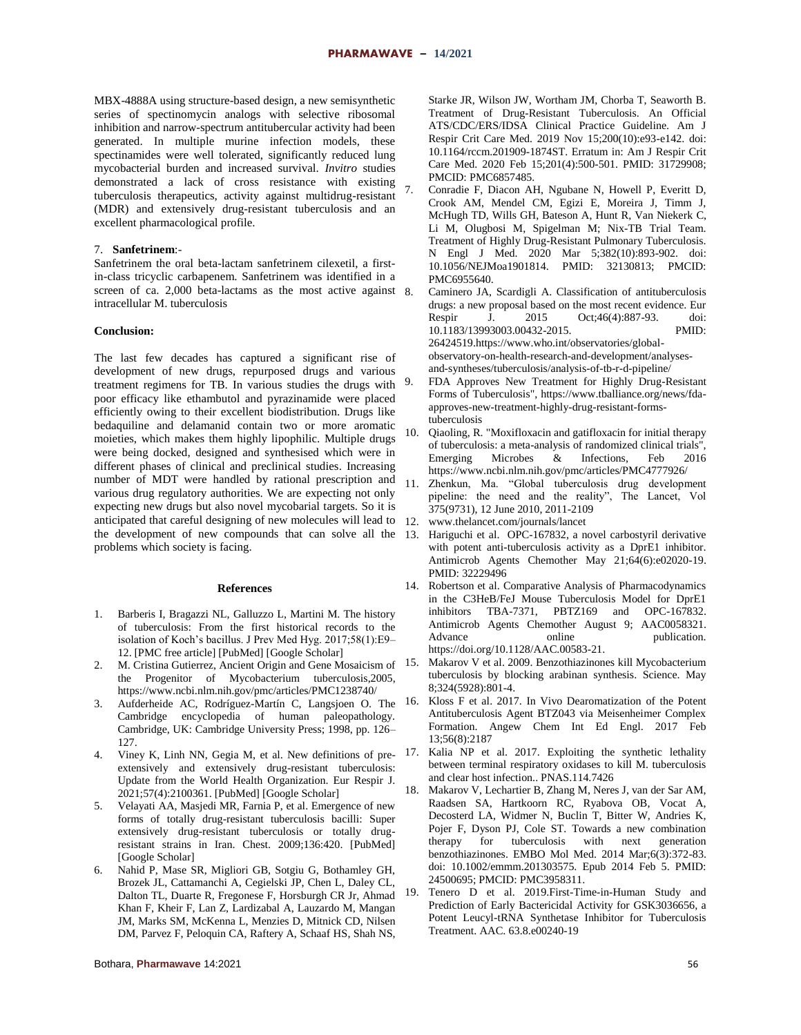MBX-4888A using structure-based design, a new semisynthetic series of spectinomycin analogs with selective ribosomal inhibition and narrow-spectrum antitubercular activity had been generated. In multiple murine infection models, these spectinamides were well tolerated, significantly reduced lung mycobacterial burden and increased survival. *Invitro* studies demonstrated a lack of cross resistance with existing tuberculosis therapeutics, activity against multidrug-resistant (MDR) and extensively drug-resistant tuberculosis and an excellent pharmacological profile.

7. **Sanfetrinem**:-

Sanfetrinem the oral beta-lactam sanfetrinem cilexetil, a first-in-class tricyclic carbapenem. Sanfetrinem was identified in a screen of ca. 2,000 beta-lactams as the most active against intracellular M. tuberculosis

**Conclusion:**

The last few decades has captured a significant rise of development of new drugs, repurposed drugs and various treatment regimens for TB. In various studies the drugs with poor efficacy like ethambutol and pyrazinamide were placed efficiently owing to their excellent biodistribution. Drugs like bedaquiline and delamanid contain two or more aromatic moieties, which makes them highly lipophilic. Multiple drugs were being docked, designed and synthesised which were in different phases of clinical and preclinical studies. Increasing number of MDT were handled by rational prescription and various drug regulatory authorities. We are expecting not only expecting new drugs but also novel mycobarial targets. So it is anticipated that careful designing of new molecules will lead to the development of new compounds that can solve all the problems which society is facing.

**References**

1. Barberis I, Bragazzi NL, Galluzzo L, Martini M. The history of tuberculosis: From the first historical records to the isolation of Koch's bacillus. J Prev Med Hyg. 2017;58(1):E9–12. [PMC free article] [PubMed] [Google Scholar]
2. M. Cristina Gutierrez, Ancient Origin and Gene Mosaicism of the Progenitor of Mycobacterium tuberculosis,2005, https://www.ncbi.nlm.nih.gov/pmc/articles/PMC1238740/
3. Aufderheide AC, Rodríguez-Martín C, Langsjoen O. The Cambridge encyclopedia of human paleopathology. Cambridge, UK: Cambridge University Press; 1998, pp. 126–127.
4. Viney K, Linh NN, Gegia M, et al. New definitions of pre-extensively and extensively drug-resistant tuberculosis: Update from the World Health Organization. Eur Respir J. 2021;57(4):2100361. [PubMed] [Google Scholar]
5. Velayati AA, Masjedi MR, Farnia P, et al. Emergence of new forms of totally drug-resistant tuberculosis bacilli: Super extensively drug-resistant tuberculosis or totally drug-resistant strains in Iran. Chest. 2009;136:420. [PubMed] [Google Scholar]
6. Nahid P, Mase SR, Migliori GB, Sotgiu G, Bothamley GH, Brozek JL, Cattamanchi A, Cegielski JP, Chen L, Daley CL, Dalton TL, Duarte R, Fregonese F, Horsburgh CR Jr, Ahmad Khan F, Kheir F, Lan Z, Lardizabal A, Lauzardo M, Mangan JM, Marks SM, McKenna L, Menzies D, Mitnick CD, Nilsen DM, Parvez F, Peloquin CA, Raftery A, Schaaf HS, Shah NS, Starke JR, Wilson JW, Wortham JM, Chorba T, Seaworth B. Treatment of Drug-Resistant Tuberculosis. An Official ATS/CDC/ERS/IDSA Clinical Practice Guideline. Am J Respir Crit Care Med. 2019 Nov 15;200(10):e93-e142. doi: 10.1164/rccm.201909-1874ST. Erratum in: Am J Respir Crit Care Med. 2020 Feb 15;201(4):500-501. PMID: 31729908; PMCID: PMC6857485.
7. Conradie F, Diacon AH, Ngubane N, Howell P, Everitt D, Crook AM, Mendel CM, Egizi E, Moreira J, Timm J, McHugh TD, Wills GH, Bateson A, Hunt R, Van Niekerk C, Li M, Olugbosi M, Spigelman M; Nix-TB Trial Team. Treatment of Highly Drug-Resistant Pulmonary Tuberculosis. N Engl J Med. 2020 Mar 5;382(10):893-902. doi: 10.1056/NEJMoa1901814. PMID: 32130813; PMCID: PMC6955640.
8. Caminero JA, Scardigli A. Classification of antituberculosis drugs: a new proposal based on the most recent evidence. Eur Respir J. 2015 Oct;46(4):887-93. doi: 10.1183/13993003.00432-2015. PMID: 26424519.https://www.who.int/observatories/global-observatory-on-health-research-and-development/analyses-and-syntheses/tuberculosis/analysis-of-tb-r-d-pipeline/
9. FDA Approves New Treatment for Highly Drug-Resistant Forms of Tuberculosis", https://www.tballiance.org/news/fda-approves-new-treatment-highly-drug-resistant-forms-tuberculosis
10. Qiaoling, R. "Moxifloxacin and gatifloxacin for initial therapy of tuberculosis: a meta-analysis of randomized clinical trials", Emerging Microbes & Infections, Feb 2016 https://www.ncbi.nlm.nih.gov/pmc/articles/PMC4777926/
11. Zhenkun, Ma. "Global tuberculosis drug development pipeline: the need and the reality", The Lancet, Vol 375(9731), 12 June 2010, 2011-2109
12. www.thelancet.com/journals/lancet
13. Hariguchi et al. OPC-167832, a novel carbostyril derivative with potent anti-tuberculosis activity as a DprE1 inhibitor. Antimicrob Agents Chemother May 21;64(6):e02020-19. PMID: 32229496
14. Robertson et al. Comparative Analysis of Pharmacodynamics in the C3HeB/FeJ Mouse Tuberculosis Model for DprE1 inhibitors TBA-7371, PBTZ169 and OPC-167832. Antimicrob Agents Chemother August 9; AAC0058321. Advance online publication. https://doi.org/10.1128/AAC.00583-21.
15. Makarov V et al. 2009. Benzothiazinones kill Mycobacterium tuberculosis by blocking arabinan synthesis. Science. May 8;324(5928):801-4.
16. Kloss F et al. 2017. In Vivo Dearomatization of the Potent Antituberculosis Agent BTZ043 via Meisenheimer Complex Formation. Angew Chem Int Ed Engl. 2017 Feb 13;56(8):2187
17. Kalia NP et al. 2017. Exploiting the synthetic lethality between terminal respiratory oxidases to kill M. tuberculosis and clear host infection.. PNAS.114.7426
18. Makarov V, Lechartier B, Zhang M, Neres J, van der Sar AM, Raadsen SA, Hartkoorn RC, Ryabova OB, Vocat A, Decosterd LA, Widmer N, Buclin T, Bitter W, Andries K, Pojer F, Dyson PJ, Cole ST. Towards a new combination therapy for tuberculosis with next generation benzothiazinones. EMBO Mol Med. 2014 Mar;6(3):372-83. doi: 10.1002/emmm.201303575. Epub 2014 Feb 5. PMID: 24500695; PMCID: PMC3958311.
19. Tenero D et al. 2019.First-Time-in-Human Study and Prediction of Early Bactericidal Activity for GSK3036656, a Potent Leucyl-tRNA Synthetase Inhibitor for Tuberculosis Treatment. AAC. 63.8.e00240-19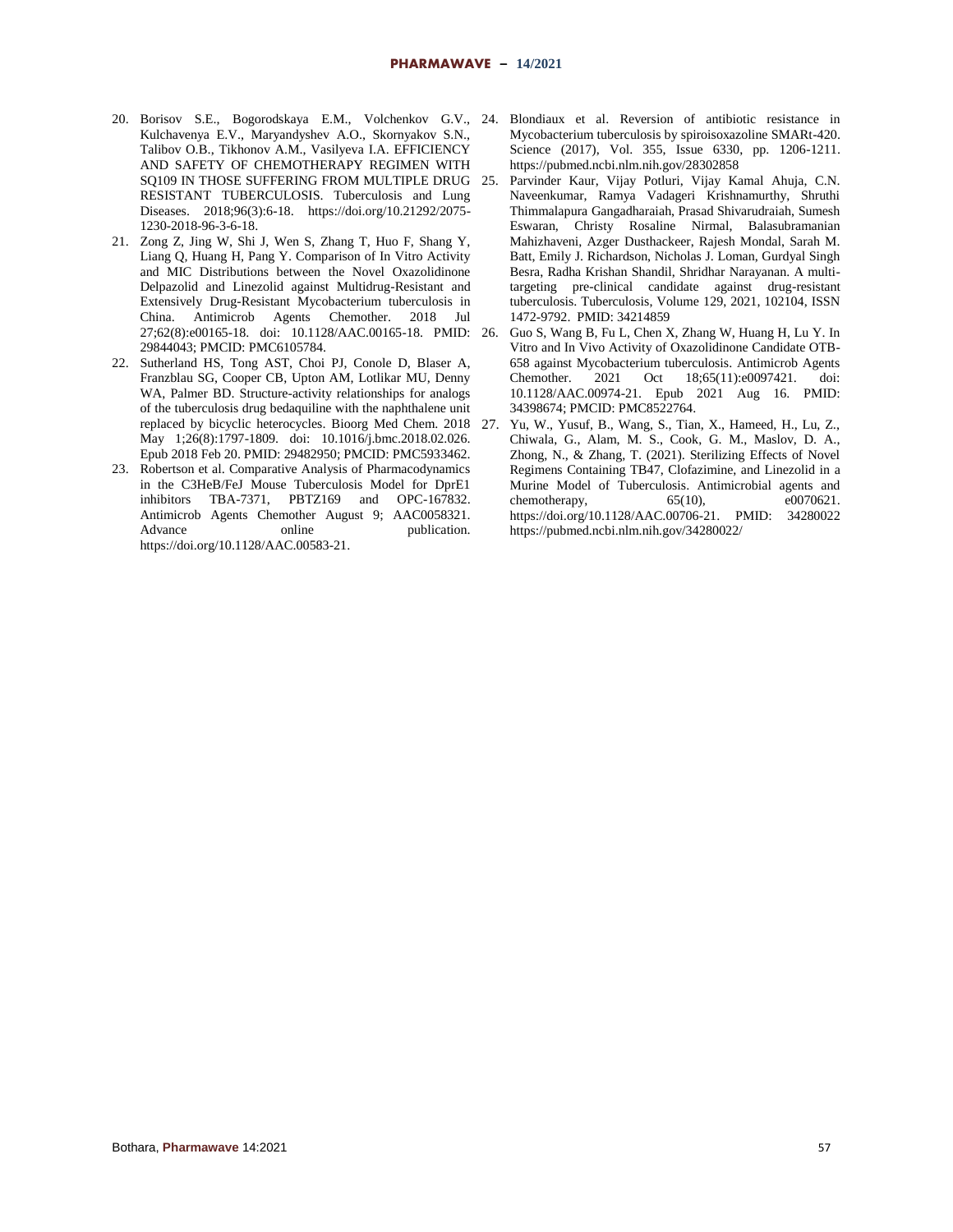20. Borisov S.E., Bogorodskaya E.M., Volchenkov G.V., Kulchavenya E.V., Maryandyshev A.O., Skornyakov S.N., Talibov O.B., Tikhonov A.M., Vasilyeva I.A. EFFICIENCY AND SAFETY OF CHEMOTHERAPY REGIMEN WITH SQ109 IN THOSE SUFFERING FROM MULTIPLE DRUG RESISTANT TUBERCULOSIS. Tuberculosis and Lung Diseases. 2018;96(3):6-18. https://doi.org/10.21292/2075-1230-2018-96-3-6-18.
21. Zong Z, Jing W, Shi J, Wen S, Zhang T, Huo F, Shang Y, Liang Q, Huang H, Pang Y. Comparison of In Vitro Activity and MIC Distributions between the Novel Oxazolidinone Delpazolid and Linezolid against Multidrug-Resistant and Extensively Drug-Resistant Mycobacterium tuberculosis in China. Antimicrob Agents Chemother. 2018 Jul 27;62(8):e00165-18. doi: 10.1128/AAC.00165-18. PMID: 29844043; PMCID: PMC6105784.
22. Sutherland HS, Tong AST, Choi PJ, Conole D, Blaser A, Franzblau SG, Cooper CB, Upton AM, Lotlikar MU, Denny WA, Palmer BD. Structure-activity relationships for analogs of the tuberculosis drug bedaquiline with the naphthalene unit replaced by bicyclic heterocycles. Bioorg Med Chem. 2018 May 1;26(8):1797-1809. doi: 10.1016/j.bmc.2018.02.026. Epub 2018 Feb 20. PMID: 29482950; PMCID: PMC5933462.
23. Robertson et al. Comparative Analysis of Pharmacodynamics in the C3HeB/FeJ Mouse Tuberculosis Model for DprE1 inhibitors TBA-7371, PBTZ169 and OPC-167832. Antimicrob Agents Chemother August 9; AAC0058321. Advance online publication. https://doi.org/10.1128/AAC.00583-21.
24. Blondiaux et al. Reversion of antibiotic resistance in Mycobacterium tuberculosis by spiroisoxazoline SMARt-420. Science (2017), Vol. 355, Issue 6330, pp. 1206-1211. https://pubmed.ncbi.nlm.nih.gov/28302858
25. Parvinder Kaur, Vijay Potluri, Vijay Kamal Ahuja, C.N. Naveenkumar, Ramya Vadageri Krishnamurthy, Shruthi Thimmalapura Gangadharaiah, Prasad Shivarudraiah, Sumesh Eswaran, Christy Rosaline Nirmal, Balasubramanian Mahizhaveni, Azger Dusthackeer, Rajesh Mondal, Sarah M. Batt, Emily J. Richardson, Nicholas J. Loman, Gurdyal Singh Besra, Radha Krishan Shandil, Shridhar Narayanan. A multi-targeting pre-clinical candidate against drug-resistant tuberculosis. Tuberculosis, Volume 129, 2021, 102104, ISSN 1472-9792. PMID: 34214859
26. Guo S, Wang B, Fu L, Chen X, Zhang W, Huang H, Lu Y. In Vitro and In Vivo Activity of Oxazolidinone Candidate OTB-658 against Mycobacterium tuberculosis. Antimicrob Agents Chemother. 2021 Oct 18;65(11):e0097421. doi: 10.1128/AAC.00974-21. Epub 2021 Aug 16. PMID: 34398674; PMCID: PMC8522764.
27. Yu, W., Yusuf, B., Wang, S., Tian, X., Hameed, H., Lu, Z., Chiwala, G., Alam, M. S., Cook, G. M., Maslov, D. A., Zhong, N., & Zhang, T. (2021). Sterilizing Effects of Novel Regimens Containing TB47, Clofazimine, and Linezolid in a Murine Model of Tuberculosis. Antimicrobial agents and chemotherapy, 65(10), e0070621. https://doi.org/10.1128/AAC.00706-21. PMID: 34280022 https://pubmed.ncbi.nlm.nih.gov/34280022/